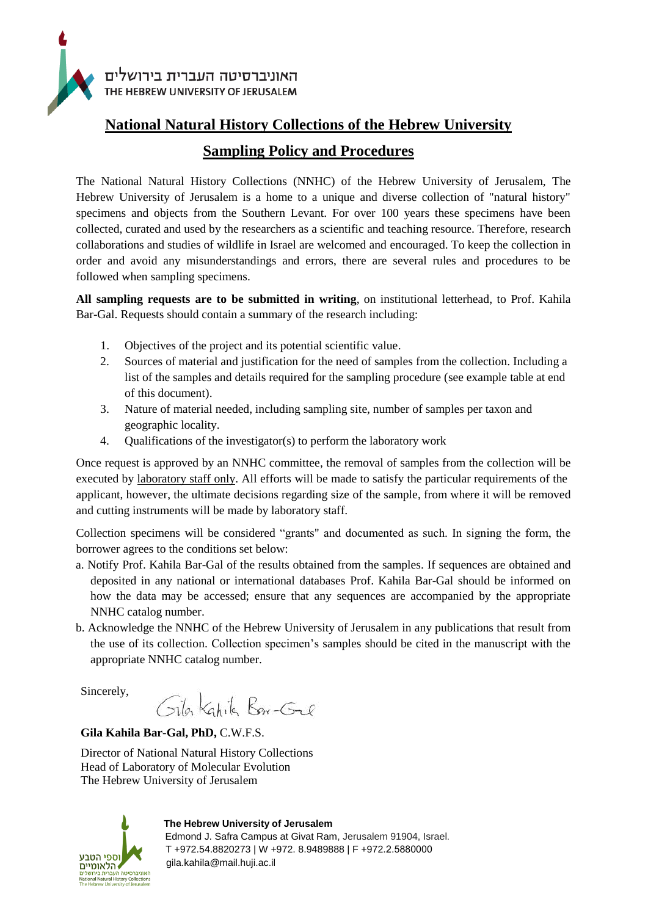האוניברסיטה העברית בירושלים
THE HEBREW UNIVERSITY OF JERUSALEM

# National Natural History Collections of the Hebrew University

## Sampling Policy and Procedures

The National Natural History Collections (NNHC) of the Hebrew University of Jerusalem, The Hebrew University of Jerusalem is a home to a unique and diverse collection of "natural history" specimens and objects from the Southern Levant. For over 100 years these specimens have been collected, curated and used by the researchers as a scientific and teaching resource. Therefore, research collaborations and studies of wildlife in Israel are welcomed and encouraged. To keep the collection in order and avoid any misunderstandings and errors, there are several rules and procedures to be followed when sampling specimens.

**All sampling requests are to be submitted in writing**, on institutional letterhead, to Prof. Kahila Bar-Gal. Requests should contain a summary of the research including:

1. Objectives of the project and its potential scientific value.
2. Sources of material and justification for the need of samples from the collection. Including a list of the samples and details required for the sampling procedure (see example table at end of this document).
3. Nature of material needed, including sampling site, number of samples per taxon and geographic locality.
4. Qualifications of the investigator(s) to perform the laboratory work

Once request is approved by an NNHC committee, the removal of samples from the collection will be executed by laboratory staff only. All efforts will be made to satisfy the particular requirements of the applicant, however, the ultimate decisions regarding size of the sample, from where it will be removed and cutting instruments will be made by laboratory staff.

Collection specimens will be considered “grants" and documented as such. In signing the form, the borrower agrees to the conditions set below:

a. Notify Prof. Kahila Bar-Gal of the results obtained from the samples. If sequences are obtained and deposited in any national or international databases Prof. Kahila Bar-Gal should be informed on how the data may be accessed; ensure that any sequences are accompanied by the appropriate NNHC catalog number.

b. Acknowledge the NNHC of the Hebrew University of Jerusalem in any publications that result from the use of its collection. Collection specimen’s samples should be cited in the manuscript with the appropriate NNHC catalog number.

Sincerely,

Gila Kahila Bar-Gal

**Gila Kahila Bar-Gal, PhD,** C.W.F.S.

Director of National Natural History Collections
Head of Laboratory of Molecular Evolution
The Hebrew University of Jerusalem

אוספי הטבע הלאומיים
האוניברסיטה העברית בירושלים
National Natural History Collections
The Hebrew University of Jerusalem

**The Hebrew University of Jerusalem**
Edmond J. Safra Campus at Givat Ram, Jerusalem 91904, Israel.
T +972.54.8820273 | W +972. 8.9489888 | F +972.2.5880000
gila.kahila@mail.huji.ac.il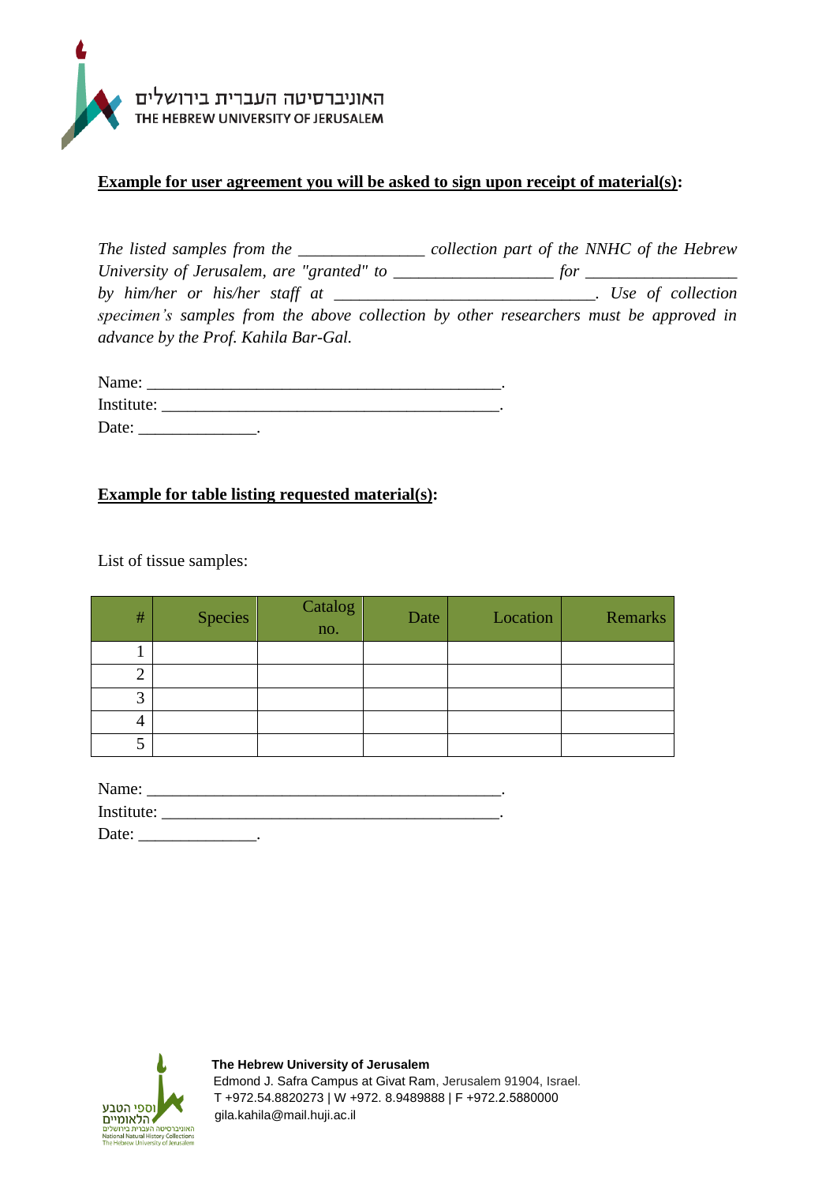האוניברסיטה העברית בירושלים
THE HEBREW UNIVERSITY OF JERUSALEM

**Example for user agreement you will be asked to sign upon receipt of material(s):**

*The listed samples from the _______________ collection part of the NNHC of the Hebrew University of Jerusalem, are "granted" to ___________________ for __________________ by him/her or his/her staff at _______________________________. Use of collection specimen's samples from the above collection by other researchers must be approved in advance by the Prof. Kahila Bar-Gal.*

Name: __________________________________________.
Institute: ________________________________________.
Date: ______________.

**Example for table listing requested material(s):**

List of tissue samples:

| # | Species | Catalog no. | Date | Location | Remarks |
|---|---|---|---|---|---|
| 1 | | | | | |
| 2 | | | | | |
| 3 | | | | | |
| 4 | | | | | |
| 5 | | | | | |

Name: __________________________________________.
Institute: ________________________________________.
Date: ______________.

אוספי הטבע הלאומיים
האוניברסיטה העברית בירושלים
National Natural History Collections
The Hebrew University of Jerusalem

**The Hebrew University of Jerusalem**
Edmond J. Safra Campus at Givat Ram, Jerusalem 91904, Israel.
T +972.54.8820273 | W +972. 8.9489888 | F +972.2.5880000
gila.kahila@mail.huji.ac.il